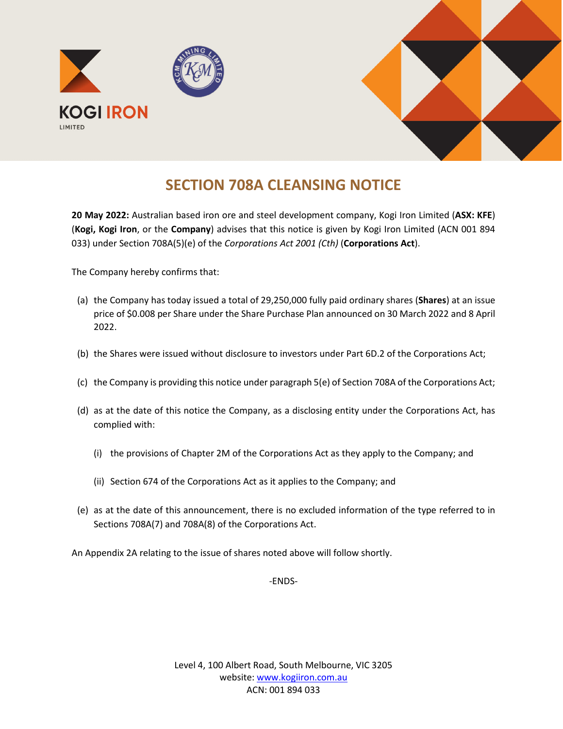KOGI IRON
LIMITED

# SECTION 708A CLEANSING NOTICE

**20 May 2022:** Australian based iron ore and steel development company, Kogi Iron Limited (**ASX: KFE**) (**Kogi, Kogi Iron**, or the **Company**) advises that this notice is given by Kogi Iron Limited (ACN 001 894 033) under Section 708A(5)(e) of the *Corporations Act 2001 (Cth)* (**Corporations Act**).

The Company hereby confirms that:

(a) the Company has today issued a total of 29,250,000 fully paid ordinary shares (**Shares**) at an issue price of $0.008 per Share under the Share Purchase Plan announced on 30 March 2022 and 8 April 2022.

(b) the Shares were issued without disclosure to investors under Part 6D.2 of the Corporations Act;

(c) the Company is providing this notice under paragraph 5(e) of Section 708A of the Corporations Act;

(d) as at the date of this notice the Company, as a disclosing entity under the Corporations Act, has complied with:

  (i) the provisions of Chapter 2M of the Corporations Act as they apply to the Company; and

  (ii) Section 674 of the Corporations Act as it applies to the Company; and

(e) as at the date of this announcement, there is no excluded information of the type referred to in Sections 708A(7) and 708A(8) of the Corporations Act.

An Appendix 2A relating to the issue of shares noted above will follow shortly.

-ENDS-

Level 4, 100 Albert Road, South Melbourne, VIC 3205
website: www.kogiiron.com.au
ACN: 001 894 033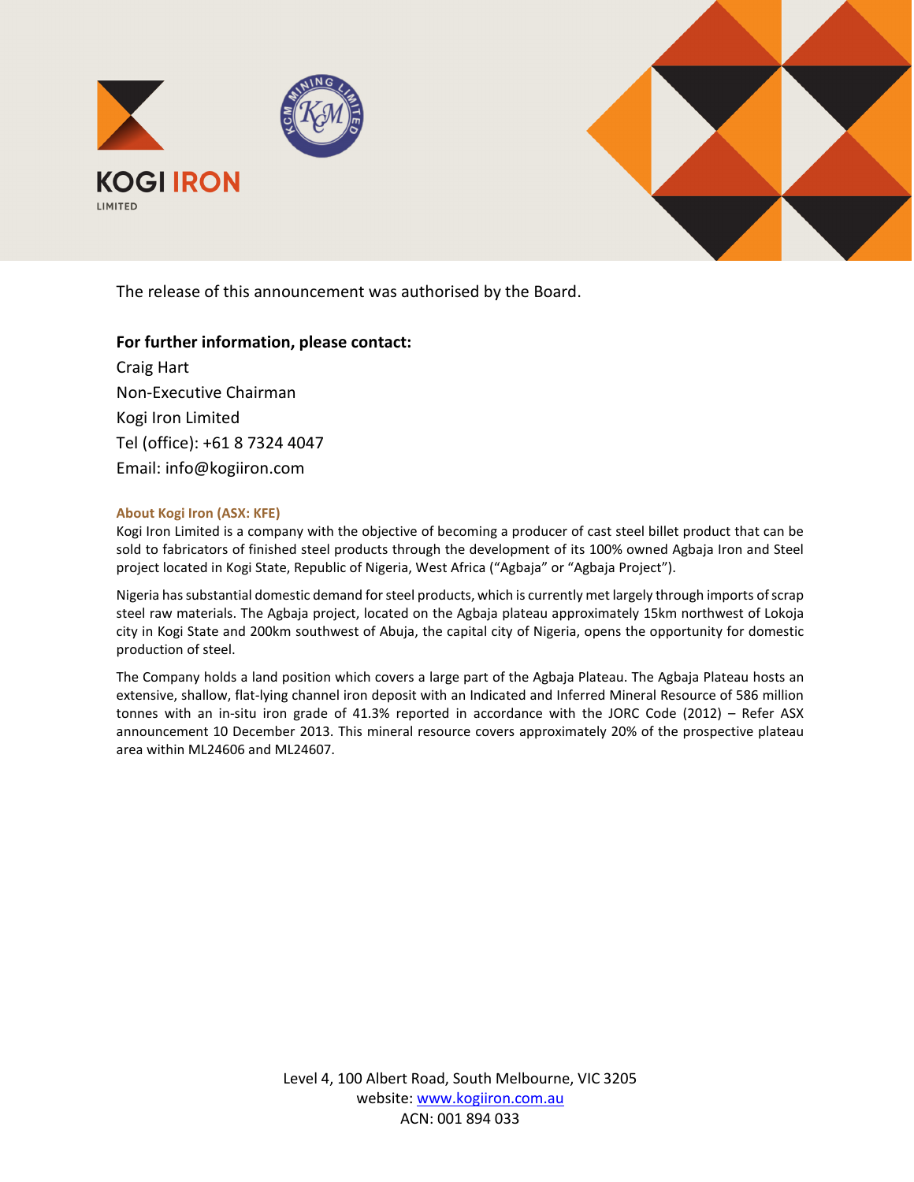The release of this announcement was authorised by the Board.

**For further information, please contact:**

Craig Hart
Non-Executive Chairman
Kogi Iron Limited
Tel (office): +61 8 7324 4047
Email: info@kogiiron.com

**About Kogi Iron (ASX: KFE)**

Kogi Iron Limited is a company with the objective of becoming a producer of cast steel billet product that can be sold to fabricators of finished steel products through the development of its 100% owned Agbaja Iron and Steel project located in Kogi State, Republic of Nigeria, West Africa ("Agbaja" or "Agbaja Project").

Nigeria has substantial domestic demand for steel products, which is currently met largely through imports of scrap steel raw materials. The Agbaja project, located on the Agbaja plateau approximately 15km northwest of Lokoja city in Kogi State and 200km southwest of Abuja, the capital city of Nigeria, opens the opportunity for domestic production of steel.

The Company holds a land position which covers a large part of the Agbaja Plateau. The Agbaja Plateau hosts an extensive, shallow, flat-lying channel iron deposit with an Indicated and Inferred Mineral Resource of 586 million tonnes with an in-situ iron grade of 41.3% reported in accordance with the JORC Code (2012) – Refer ASX announcement 10 December 2013. This mineral resource covers approximately 20% of the prospective plateau area within ML24606 and ML24607.

Level 4, 100 Albert Road, South Melbourne, VIC 3205
website: www.kogiiron.com.au
ACN: 001 894 033